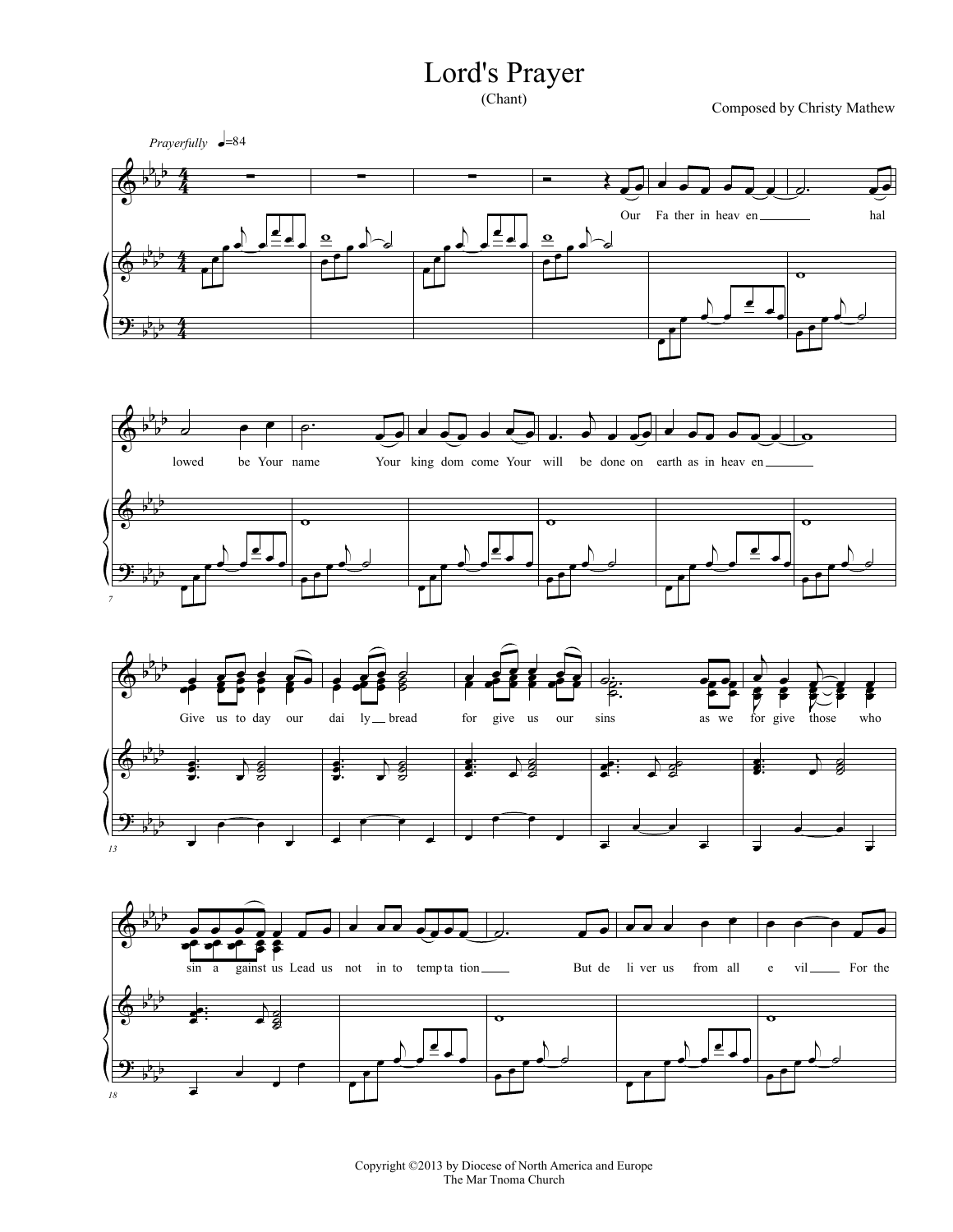# Lord's Prayer

(Chant)

Composed by Christy Mathew

*Prayerfully* ♩=84

Our Father in heaven hallowed be Your name Your kingdom come Your will be done on earth as in heaven

Give us today our daily bread for give us our sins as we forgive those who sin against us Lead us not into temptation But deliver us from all evil For the

Copyright ©2013 by Diocese of North America and Europe
The Mar Tnoma Church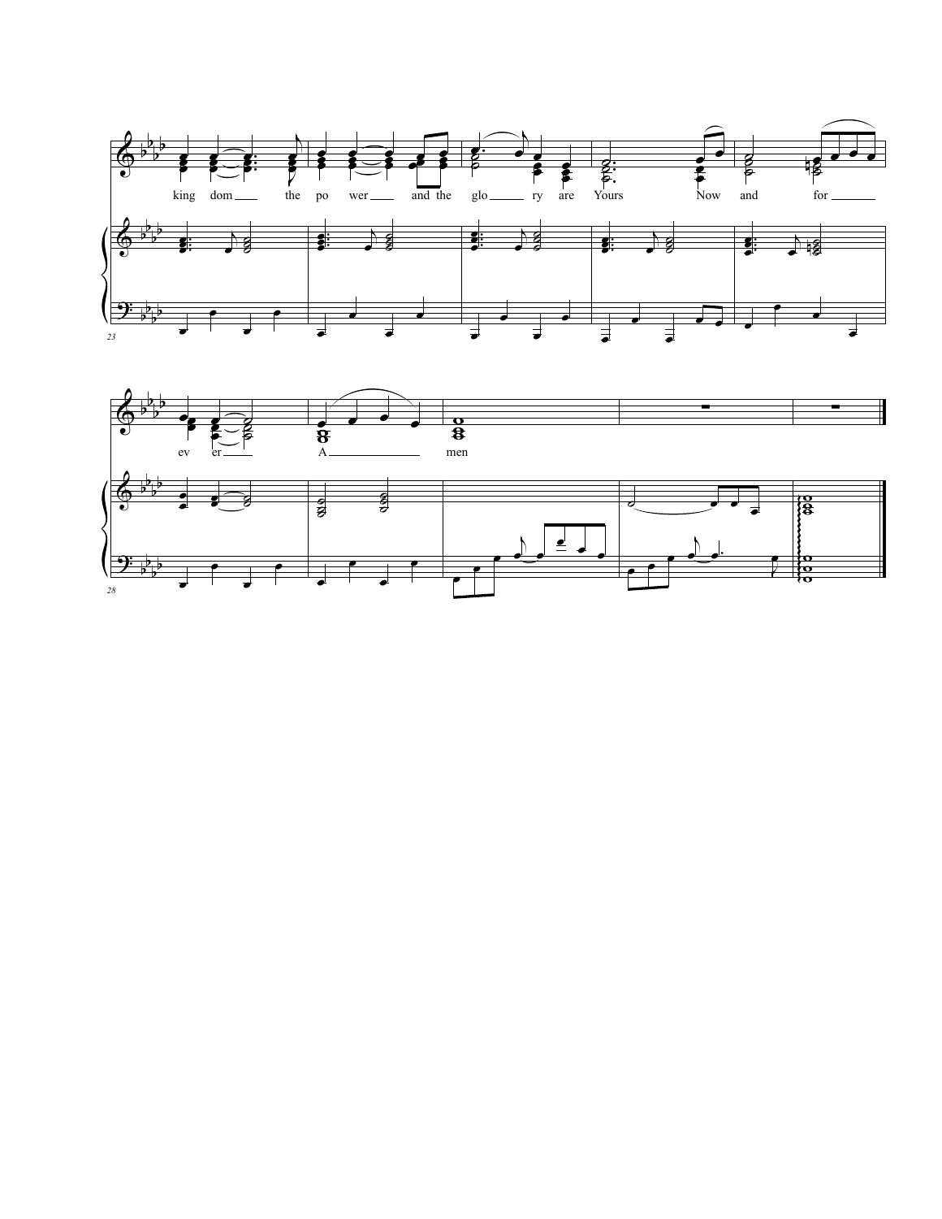king dom the po wer and the glo ry are Yours Now and for

ev er A men